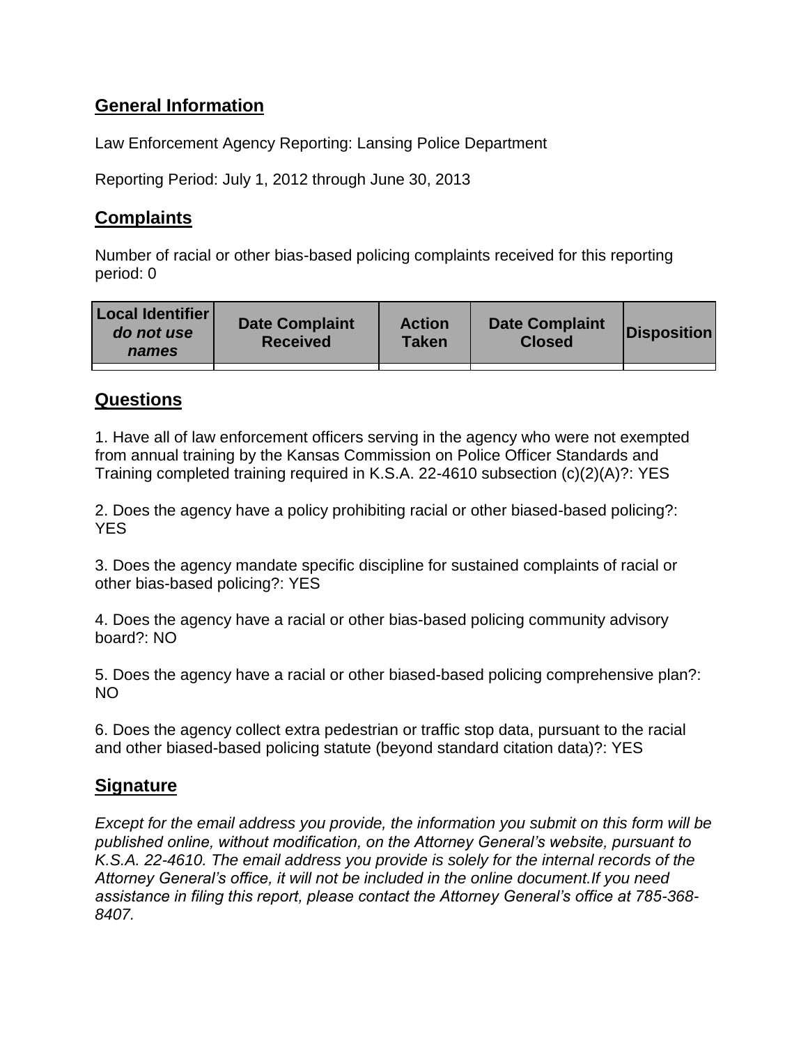## General Information

Law Enforcement Agency Reporting: Lansing Police Department

Reporting Period: July 1, 2012 through June 30, 2013

## Complaints

Number of racial or other bias-based policing complaints received for this reporting period: 0

| Local Identifier *do not use names* | Date Complaint Received | Action Taken | Date Complaint Closed | Disposition |
|---|---|---|---|---|
| | | | | |

## Questions

1. Have all of law enforcement officers serving in the agency who were not exempted from annual training by the Kansas Commission on Police Officer Standards and Training completed training required in K.S.A. 22-4610 subsection (c)(2)(A)?: YES

2. Does the agency have a policy prohibiting racial or other biased-based policing?: YES

3. Does the agency mandate specific discipline for sustained complaints of racial or other bias-based policing?: YES

4. Does the agency have a racial or other bias-based policing community advisory board?: NO

5. Does the agency have a racial or other biased-based policing comprehensive plan?: NO

6. Does the agency collect extra pedestrian or traffic stop data, pursuant to the racial and other biased-based policing statute (beyond standard citation data)?: YES

## Signature

*Except for the email address you provide, the information you submit on this form will be published online, without modification, on the Attorney General's website, pursuant to K.S.A. 22-4610. The email address you provide is solely for the internal records of the Attorney General's office, it will not be included in the online document.If you need assistance in filing this report, please contact the Attorney General's office at 785-368-8407.*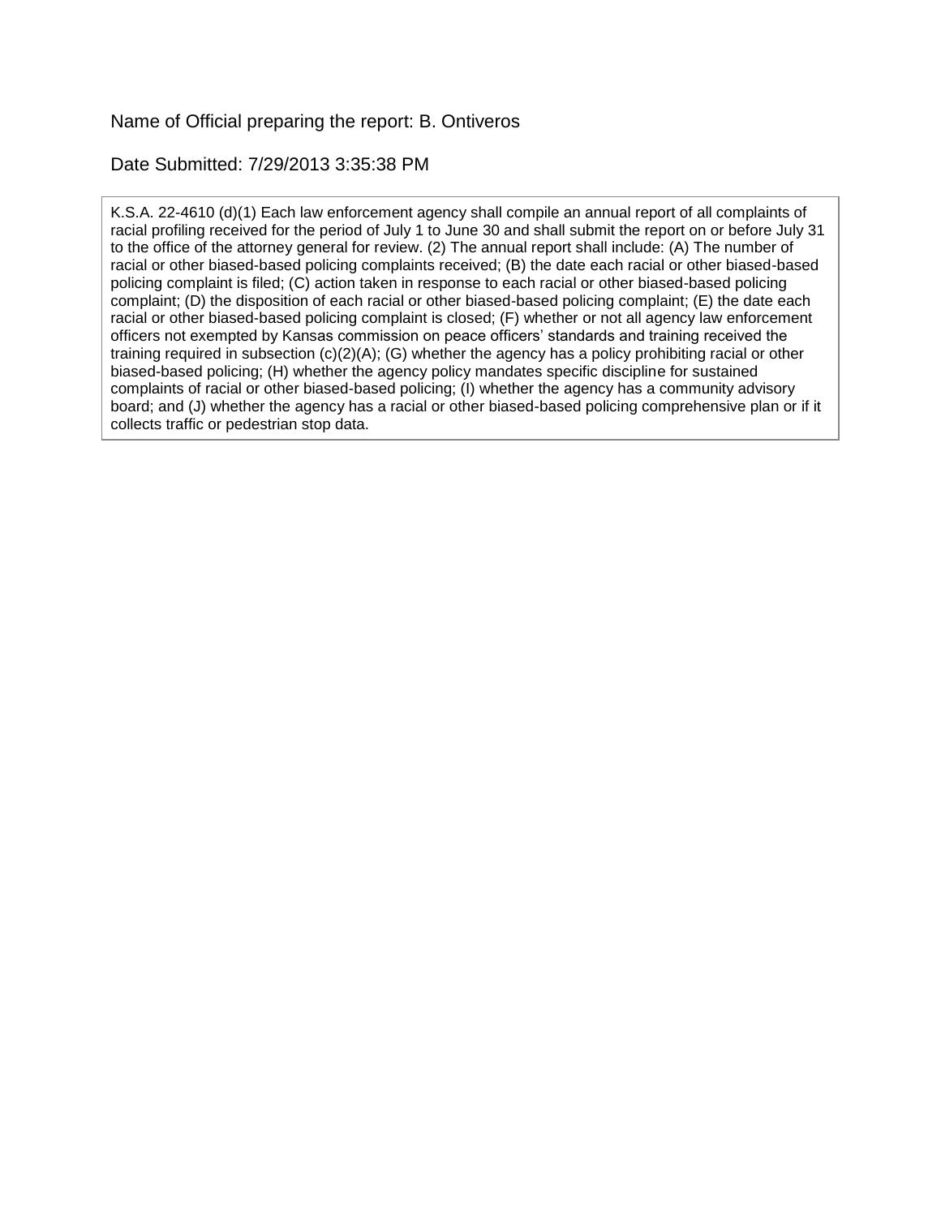Name of Official preparing the report: B. Ontiveros

Date Submitted: 7/29/2013 3:35:38 PM

K.S.A. 22-4610 (d)(1) Each law enforcement agency shall compile an annual report of all complaints of racial profiling received for the period of July 1 to June 30 and shall submit the report on or before July 31 to the office of the attorney general for review. (2) The annual report shall include: (A) The number of racial or other biased-based policing complaints received; (B) the date each racial or other biased-based policing complaint is filed; (C) action taken in response to each racial or other biased-based policing complaint; (D) the disposition of each racial or other biased-based policing complaint; (E) the date each racial or other biased-based policing complaint is closed; (F) whether or not all agency law enforcement officers not exempted by Kansas commission on peace officers' standards and training received the training required in subsection (c)(2)(A); (G) whether the agency has a policy prohibiting racial or other biased-based policing; (H) whether the agency policy mandates specific discipline for sustained complaints of racial or other biased-based policing; (I) whether the agency has a community advisory board; and (J) whether the agency has a racial or other biased-based policing comprehensive plan or if it collects traffic or pedestrian stop data.